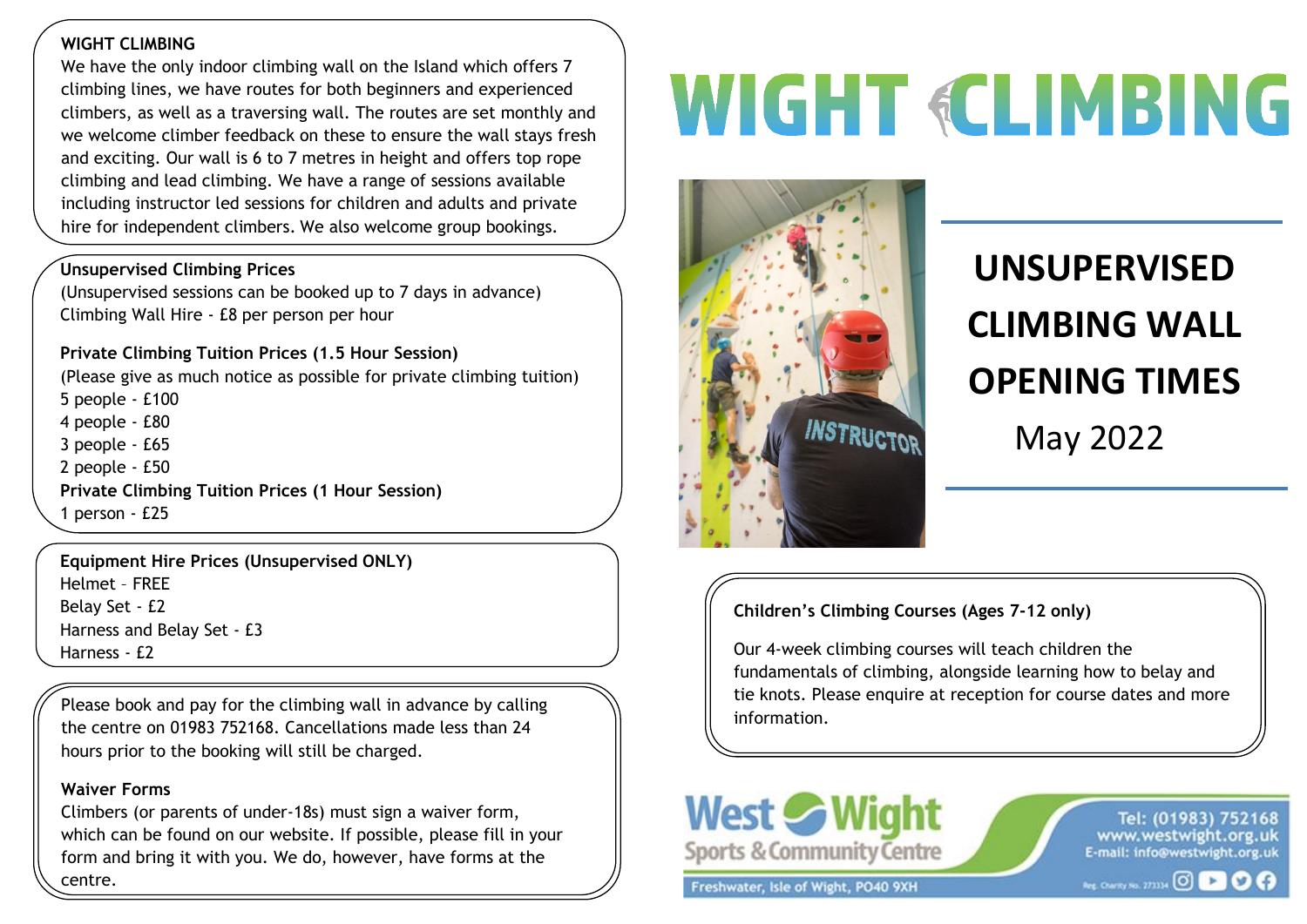# WIGHT CLIMBING

## UNSUPERVISED CLIMBING WALL OPENING TIMES

May 2022

**WIGHT CLIMBING**

We have the only indoor climbing wall on the Island which offers 7 climbing lines, we have routes for both beginners and experienced climbers, as well as a traversing wall. The routes are set monthly and we welcome climber feedback on these to ensure the wall stays fresh and exciting. Our wall is 6 to 7 metres in height and offers top rope climbing and lead climbing. We have a range of sessions available including instructor led sessions for children and adults and private hire for independent climbers. We also welcome group bookings.

**Unsupervised Climbing Prices**

(Unsupervised sessions can be booked up to 7 days in advance)

Climbing Wall Hire - £8 per person per hour

**Private Climbing Tuition Prices (1.5 Hour Session)**

(Please give as much notice as possible for private climbing tuition)

5 people - £100
4 people - £80
3 people - £65
2 people - £50

**Private Climbing Tuition Prices (1 Hour Session)**

1 person - £25

**Equipment Hire Prices (Unsupervised ONLY)**

Helmet – FREE
Belay Set - £2
Harness and Belay Set - £3
Harness - £2

Please book and pay for the climbing wall in advance by calling the centre on 01983 752168. Cancellations made less than 24 hours prior to the booking will still be charged.

**Waiver Forms**

Climbers (or parents of under-18s) must sign a waiver form, which can be found on our website. If possible, please fill in your form and bring it with you. We do, however, have forms at the centre.

**Children's Climbing Courses (Ages 7-12 only)**

Our 4-week climbing courses will teach children the fundamentals of climbing, alongside learning how to belay and tie knots. Please enquire at reception for course dates and more information.

West Wight Sports & Community Centre

Freshwater, Isle of Wight, PO40 9XH

Tel: (01983) 752168
www.westwight.org.uk
E-mail: info@westwight.org.uk

Reg. Charity No. 273334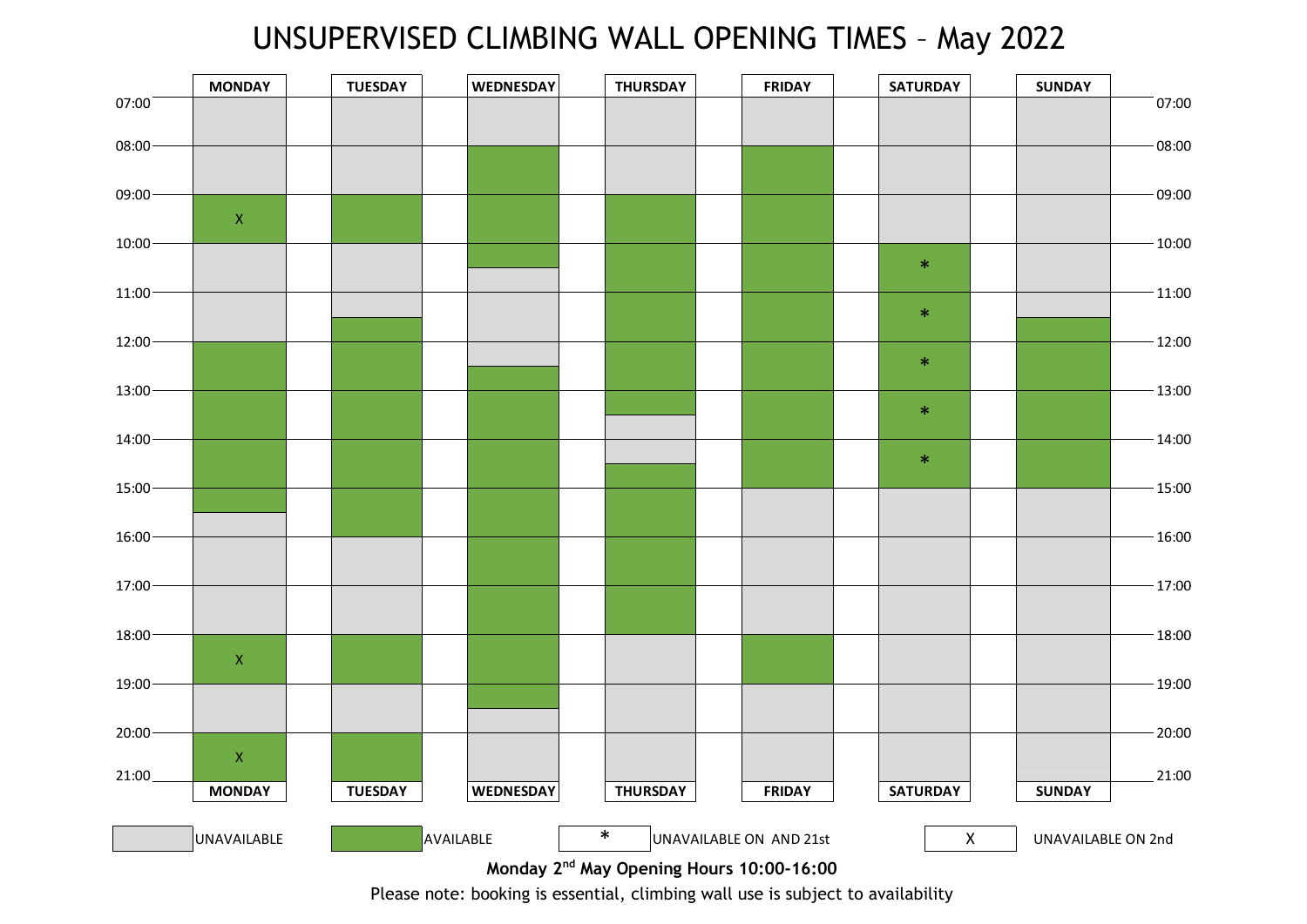# UNSUPERVISED CLIMBING WALL OPENING TIMES – May 2022

MONDAY
TUESDAY
WEDNESDAY
THURSDAY
FRIDAY
SATURDAY
SUNDAY

07:00
08:00
09:00
10:00
11:00
12:00
13:00
14:00
15:00
16:00
17:00
18:00
19:00
20:00
21:00

X
X
X

*
*
*
*
*

UNAVAILABLE
AVAILABLE
* UNAVAILABLE ON AND 21st
X UNAVAILABLE ON 2nd

**Monday 2nd May Opening Hours 10:00-16:00**

Please note: booking is essential, climbing wall use is subject to availability